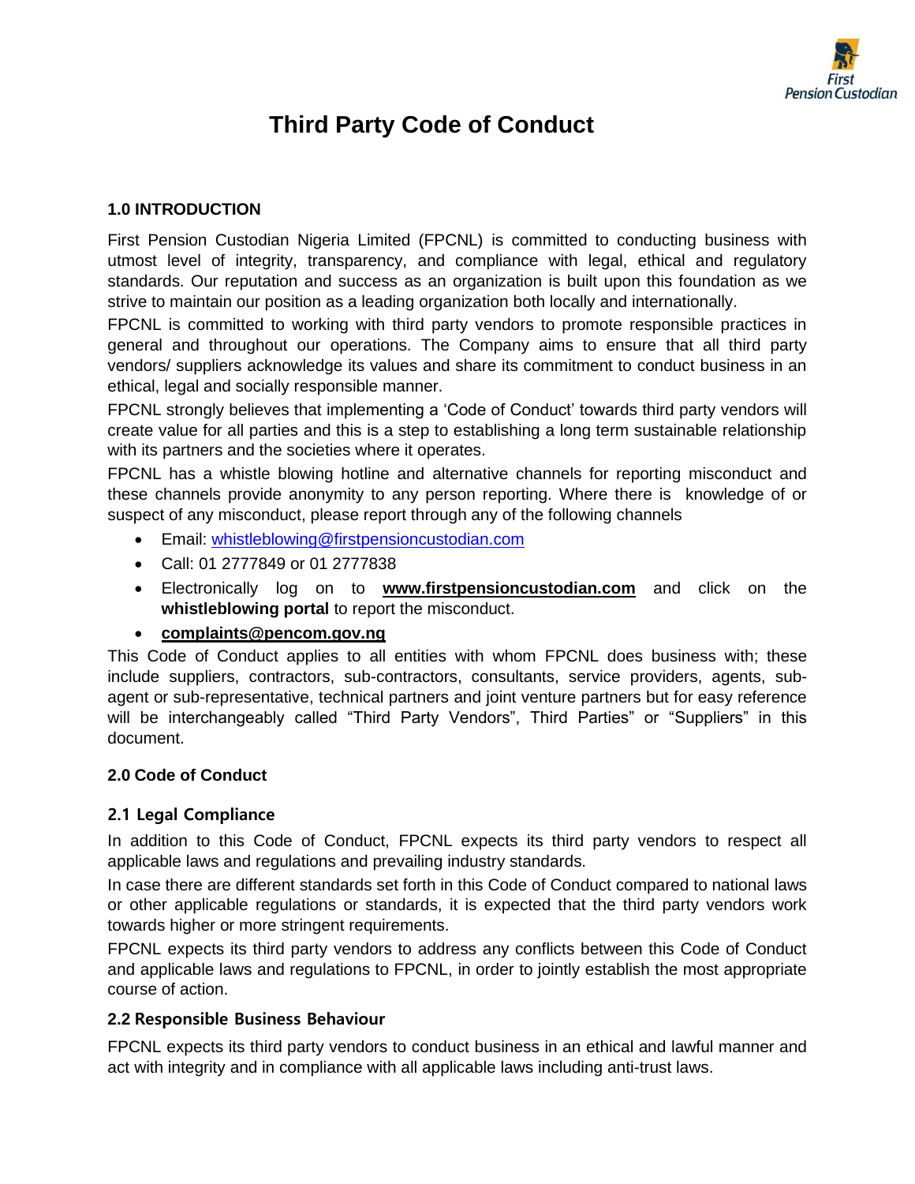# Third Party Code of Conduct

## 1.0 INTRODUCTION

First Pension Custodian Nigeria Limited (FPCNL) is committed to conducting business with utmost level of integrity, transparency, and compliance with legal, ethical and regulatory standards. Our reputation and success as an organization is built upon this foundation as we strive to maintain our position as a leading organization both locally and internationally.

FPCNL is committed to working with third party vendors to promote responsible practices in general and throughout our operations. The Company aims to ensure that all third party vendors/ suppliers acknowledge its values and share its commitment to conduct business in an ethical, legal and socially responsible manner.

FPCNL strongly believes that implementing a 'Code of Conduct' towards third party vendors will create value for all parties and this is a step to establishing a long term sustainable relationship with its partners and the societies where it operates.

FPCNL has a whistle blowing hotline and alternative channels for reporting misconduct and these channels provide anonymity to any person reporting. Where there is knowledge of or suspect of any misconduct, please report through any of the following channels

- Email: whistleblowing@firstpensioncustodian.com
- Call: 01 2777849 or 01 2777838
- Electronically log on to **www.firstpensioncustodian.com** and click on the **whistleblowing portal** to report the misconduct.
- **complaints@pencom.gov.ng**

This Code of Conduct applies to all entities with whom FPCNL does business with; these include suppliers, contractors, sub-contractors, consultants, service providers, agents, sub-agent or sub-representative, technical partners and joint venture partners but for easy reference will be interchangeably called "Third Party Vendors", Third Parties" or "Suppliers" in this document.

## 2.0 Code of Conduct

### 2.1 Legal Compliance

In addition to this Code of Conduct, FPCNL expects its third party vendors to respect all applicable laws and regulations and prevailing industry standards.

In case there are different standards set forth in this Code of Conduct compared to national laws or other applicable regulations or standards, it is expected that the third party vendors work towards higher or more stringent requirements.

FPCNL expects its third party vendors to address any conflicts between this Code of Conduct and applicable laws and regulations to FPCNL, in order to jointly establish the most appropriate course of action.

### 2.2 Responsible Business Behaviour

FPCNL expects its third party vendors to conduct business in an ethical and lawful manner and act with integrity and in compliance with all applicable laws including anti-trust laws.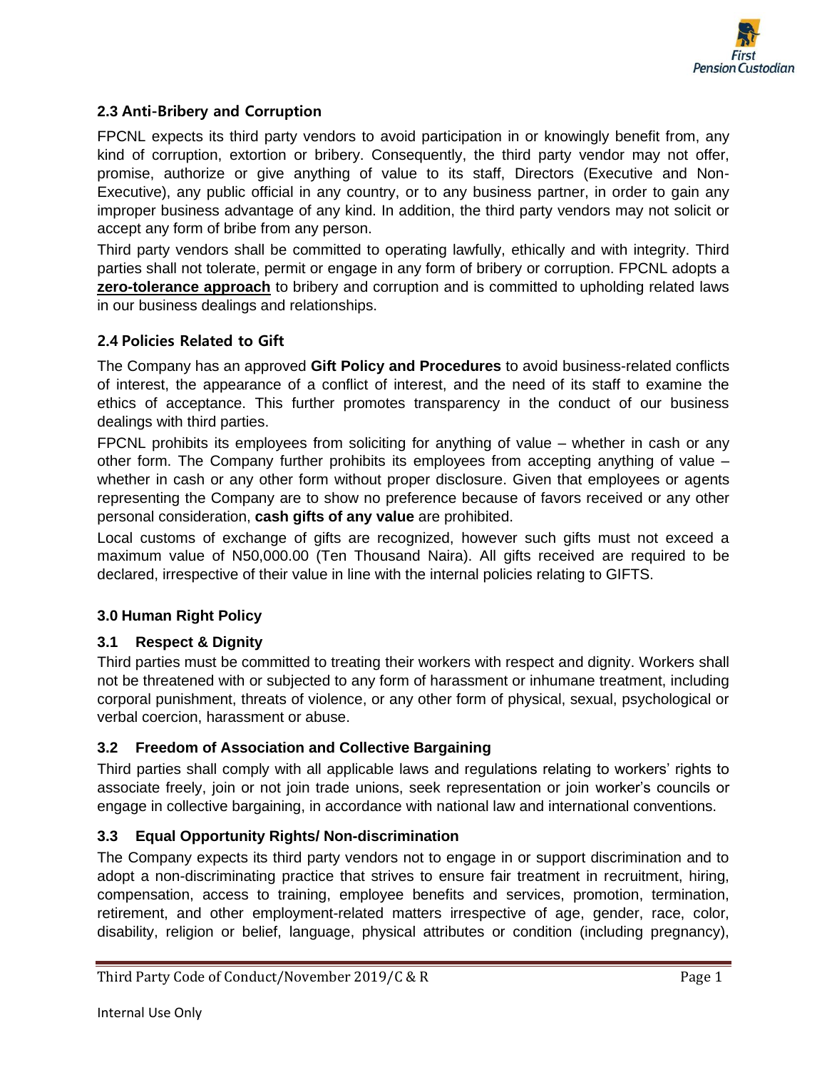### 2.3 Anti-Bribery and Corruption

FPCNL expects its third party vendors to avoid participation in or knowingly benefit from, any kind of corruption, extortion or bribery. Consequently, the third party vendor may not offer, promise, authorize or give anything of value to its staff, Directors (Executive and Non-Executive), any public official in any country, or to any business partner, in order to gain any improper business advantage of any kind. In addition, the third party vendors may not solicit or accept any form of bribe from any person.

Third party vendors shall be committed to operating lawfully, ethically and with integrity. Third parties shall not tolerate, permit or engage in any form of bribery or corruption. FPCNL adopts a **zero-tolerance approach** to bribery and corruption and is committed to upholding related laws in our business dealings and relationships.

### 2.4 Policies Related to Gift

The Company has an approved **Gift Policy and Procedures** to avoid business-related conflicts of interest, the appearance of a conflict of interest, and the need of its staff to examine the ethics of acceptance. This further promotes transparency in the conduct of our business dealings with third parties.

FPCNL prohibits its employees from soliciting for anything of value – whether in cash or any other form. The Company further prohibits its employees from accepting anything of value – whether in cash or any other form without proper disclosure. Given that employees or agents representing the Company are to show no preference because of favors received or any other personal consideration, **cash gifts of any value** are prohibited.

Local customs of exchange of gifts are recognized, however such gifts must not exceed a maximum value of N50,000.00 (Ten Thousand Naira). All gifts received are required to be declared, irrespective of their value in line with the internal policies relating to GIFTS.

## 3.0 Human Right Policy

### 3.1 Respect & Dignity

Third parties must be committed to treating their workers with respect and dignity. Workers shall not be threatened with or subjected to any form of harassment or inhumane treatment, including corporal punishment, threats of violence, or any other form of physical, sexual, psychological or verbal coercion, harassment or abuse.

### 3.2 Freedom of Association and Collective Bargaining

Third parties shall comply with all applicable laws and regulations relating to workers' rights to associate freely, join or not join trade unions, seek representation or join worker's councils or engage in collective bargaining, in accordance with national law and international conventions.

### 3.3 Equal Opportunity Rights/ Non-discrimination

The Company expects its third party vendors not to engage in or support discrimination and to adopt a non-discriminating practice that strives to ensure fair treatment in recruitment, hiring, compensation, access to training, employee benefits and services, promotion, termination, retirement, and other employment-related matters irrespective of age, gender, race, color, disability, religion or belief, language, physical attributes or condition (including pregnancy),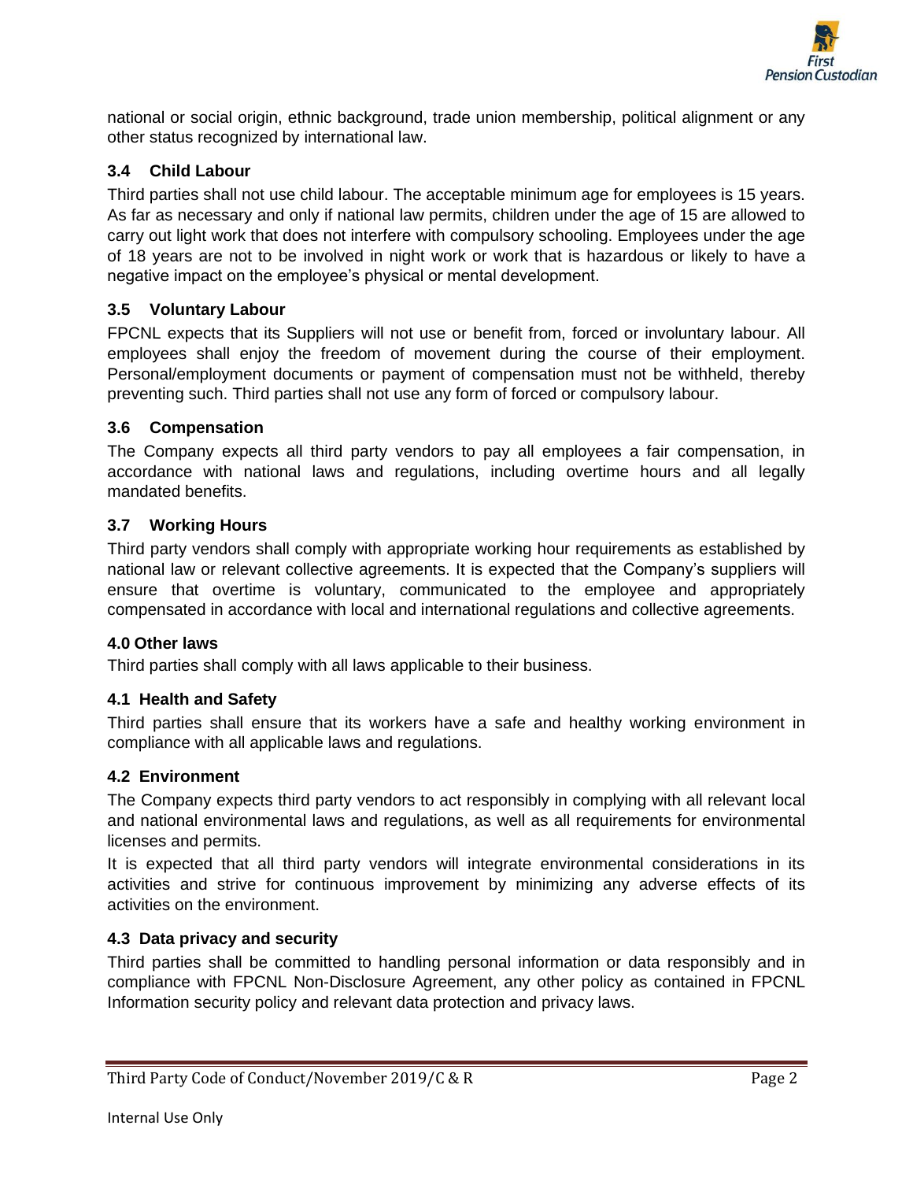national or social origin, ethnic background, trade union membership, political alignment or any other status recognized by international law.

### 3.4 Child Labour

Third parties shall not use child labour. The acceptable minimum age for employees is 15 years. As far as necessary and only if national law permits, children under the age of 15 are allowed to carry out light work that does not interfere with compulsory schooling. Employees under the age of 18 years are not to be involved in night work or work that is hazardous or likely to have a negative impact on the employee's physical or mental development.

### 3.5 Voluntary Labour

FPCNL expects that its Suppliers will not use or benefit from, forced or involuntary labour. All employees shall enjoy the freedom of movement during the course of their employment. Personal/employment documents or payment of compensation must not be withheld, thereby preventing such. Third parties shall not use any form of forced or compulsory labour.

### 3.6 Compensation

The Company expects all third party vendors to pay all employees a fair compensation, in accordance with national laws and regulations, including overtime hours and all legally mandated benefits.

### 3.7 Working Hours

Third party vendors shall comply with appropriate working hour requirements as established by national law or relevant collective agreements. It is expected that the Company's suppliers will ensure that overtime is voluntary, communicated to the employee and appropriately compensated in accordance with local and international regulations and collective agreements.

## 4.0 Other laws

Third parties shall comply with all laws applicable to their business.

### 4.1 Health and Safety

Third parties shall ensure that its workers have a safe and healthy working environment in compliance with all applicable laws and regulations.

### 4.2 Environment

The Company expects third party vendors to act responsibly in complying with all relevant local and national environmental laws and regulations, as well as all requirements for environmental licenses and permits.

It is expected that all third party vendors will integrate environmental considerations in its activities and strive for continuous improvement by minimizing any adverse effects of its activities on the environment.

### 4.3 Data privacy and security

Third parties shall be committed to handling personal information or data responsibly and in compliance with FPCNL Non-Disclosure Agreement, any other policy as contained in FPCNL Information security policy and relevant data protection and privacy laws.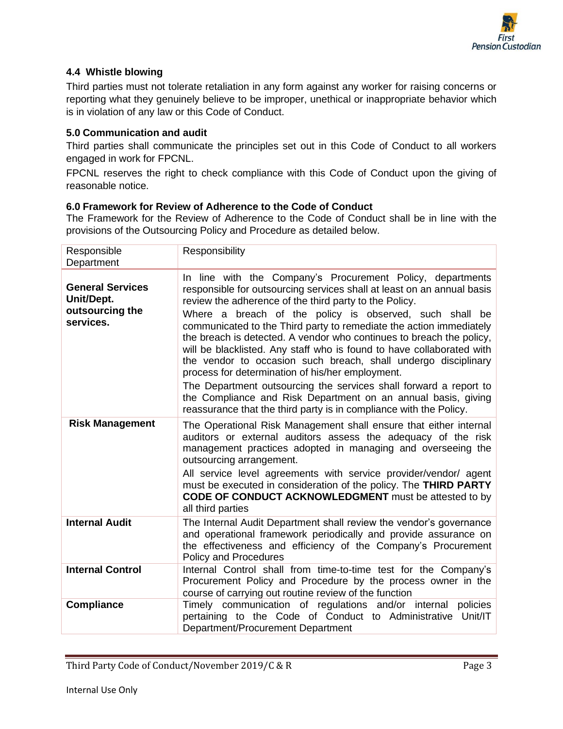### 4.4 Whistle blowing

Third parties must not tolerate retaliation in any form against any worker for raising concerns or reporting what they genuinely believe to be improper, unethical or inappropriate behavior which is in violation of any law or this Code of Conduct.

### 5.0 Communication and audit

Third parties shall communicate the principles set out in this Code of Conduct to all workers engaged in work for FPCNL.

FPCNL reserves the right to check compliance with this Code of Conduct upon the giving of reasonable notice.

### 6.0 Framework for Review of Adherence to the Code of Conduct

The Framework for the Review of Adherence to the Code of Conduct shall be in line with the provisions of the Outsourcing Policy and Procedure as detailed below.

| Responsible Department | Responsibility |
|---|---|
| **General Services Unit/Dept. outsourcing the services.** | In line with the Company's Procurement Policy, departments responsible for outsourcing services shall at least on an annual basis review the adherence of the third party to the Policy.<br>Where a breach of the policy is observed, such shall be communicated to the Third party to remediate the action immediately the breach is detected. A vendor who continues to breach the policy, will be blacklisted. Any staff who is found to have collaborated with the vendor to occasion such breach, shall undergo disciplinary process for determination of his/her employment.<br>The Department outsourcing the services shall forward a report to the Compliance and Risk Department on an annual basis, giving reassurance that the third party is in compliance with the Policy. |
| **Risk Management** | The Operational Risk Management shall ensure that either internal auditors or external auditors assess the adequacy of the risk management practices adopted in managing and overseeing the outsourcing arrangement.<br>All service level agreements with service provider/vendor/ agent must be executed in consideration of the policy. The **THIRD PARTY CODE OF CONDUCT ACKNOWLEDGMENT** must be attested to by all third parties |
| **Internal Audit** | The Internal Audit Department shall review the vendor's governance and operational framework periodically and provide assurance on the effectiveness and efficiency of the Company's Procurement Policy and Procedures |
| **Internal Control** | Internal Control shall from time-to-time test for the Company's Procurement Policy and Procedure by the process owner in the course of carrying out routine review of the function |
| **Compliance** | Timely communication of regulations and/or internal policies pertaining to the Code of Conduct to Administrative Unit/IT Department/Procurement Department |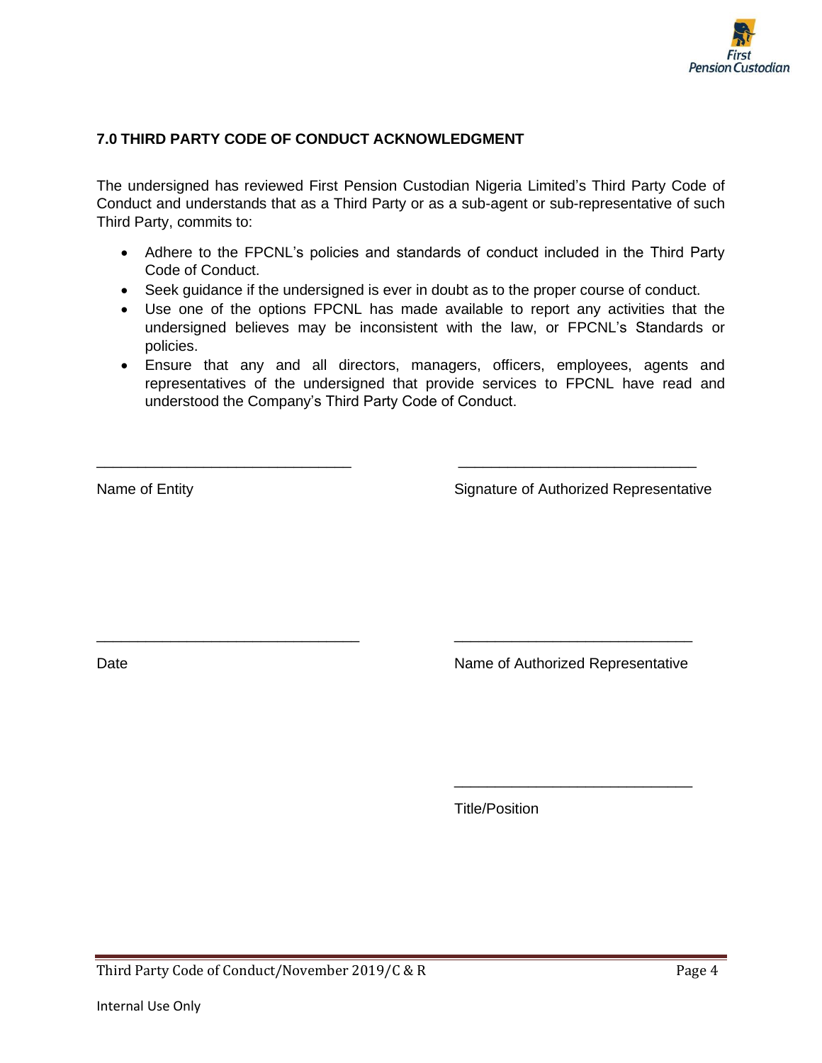## 7.0 THIRD PARTY CODE OF CONDUCT ACKNOWLEDGMENT

The undersigned has reviewed First Pension Custodian Nigeria Limited's Third Party Code of Conduct and understands that as a Third Party or as a sub-agent or sub-representative of such Third Party, commits to:

- Adhere to the FPCNL's policies and standards of conduct included in the Third Party Code of Conduct.
- Seek guidance if the undersigned is ever in doubt as to the proper course of conduct.
- Use one of the options FPCNL has made available to report any activities that the undersigned believes may be inconsistent with the law, or FPCNL's Standards or policies.
- Ensure that any and all directors, managers, officers, employees, agents and representatives of the undersigned that provide services to FPCNL have read and understood the Company's Third Party Code of Conduct.

| | |
|---|---|
| ______________________________ | ______________________________ |
| Name of Entity | Signature of Authorized Representative |
| ______________________________ | ______________________________ |
| Date | Name of Authorized Representative |
| | ______________________________ |
| | Title/Position |

Internal Use Only